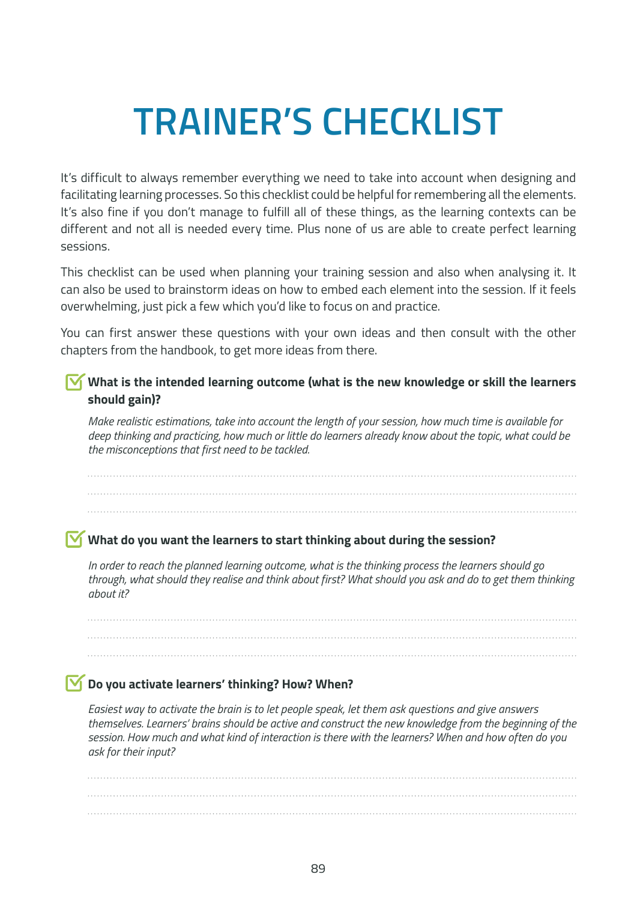# TRAINER'S CHECKLIST

It's difficult to always remember everything we need to take into account when designing and facilitating learning processes. So this checklist could be helpful for remembering all the elements. It's also fine if you don't manage to fulfill all of these things, as the learning contexts can be different and not all is needed every time. Plus none of us are able to create perfect learning sessions.

This checklist can be used when planning your training session and also when analysing it. It can also be used to brainstorm ideas on how to embed each element into the session. If it feels overwhelming, just pick a few which you'd like to focus on and practice.

You can first answer these questions with your own ideas and then consult with the other chapters from the handbook, to get more ideas from there.

- [x] **What is the intended learning outcome (what is the new knowledge or skill the learners should gain)?**

  *Make realistic estimations, take into account the length of your session, how much time is available for deep thinking and practicing, how much or little do learners already know about the topic, what could be the misconceptions that first need to be tackled.*

  ..........................................................................................................................................
  ..........................................................................................................................................
  ..........................................................................................................................................

- [x] **What do you want the learners to start thinking about during the session?**

  *In order to reach the planned learning outcome, what is the thinking process the learners should go through, what should they realise and think about first? What should you ask and do to get them thinking about it?*

  ..........................................................................................................................................
  ..........................................................................................................................................
  ..........................................................................................................................................

- [x] **Do you activate learners' thinking? How? When?**

  *Easiest way to activate the brain is to let people speak, let them ask questions and give answers themselves. Learners' brains should be active and construct the new knowledge from the beginning of the session. How much and what kind of interaction is there with the learners? When and how often do you ask for their input?*

  ..........................................................................................................................................
  ..........................................................................................................................................
  ..........................................................................................................................................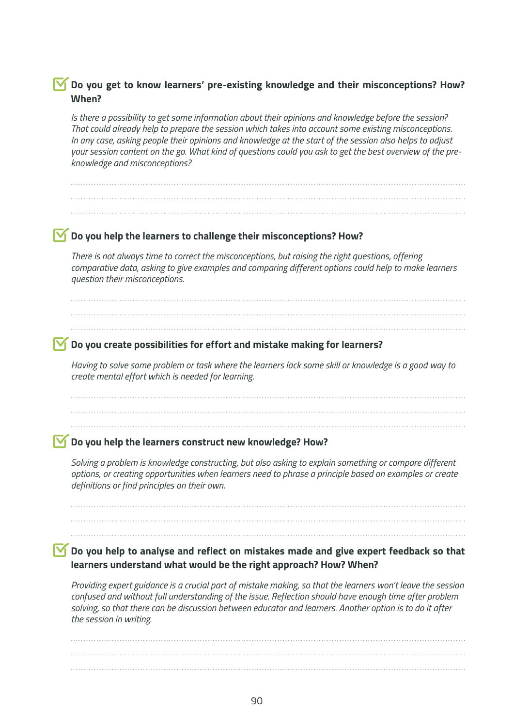☑ **Do you get to know learners' pre-existing knowledge and their misconceptions? How? When?**

*Is there a possibility to get some information about their opinions and knowledge before the session? That could already help to prepare the session which takes into account some existing misconceptions. In any case, asking people their opinions and knowledge at the start of the session also helps to adjust your session content on the go. What kind of questions could you ask to get the best overview of the pre-knowledge and misconceptions?*

.......................................................................................................................................

.......................................................................................................................................

.......................................................................................................................................

☑ **Do you help the learners to challenge their misconceptions? How?**

*There is not always time to correct the misconceptions, but raising the right questions, offering comparative data, asking to give examples and comparing different options could help to make learners question their misconceptions.*

.......................................................................................................................................

.......................................................................................................................................

.......................................................................................................................................

☑ **Do you create possibilities for effort and mistake making for learners?**

*Having to solve some problem or task where the learners lack some skill or knowledge is a good way to create mental effort which is needed for learning.*

.......................................................................................................................................

.......................................................................................................................................

.......................................................................................................................................

☑ **Do you help the learners construct new knowledge? How?**

*Solving a problem is knowledge constructing, but also asking to explain something or compare different options, or creating opportunities when learners need to phrase a principle based on examples or create definitions or find principles on their own.*

.......................................................................................................................................

.......................................................................................................................................

.......................................................................................................................................

☑ **Do you help to analyse and reflect on mistakes made and give expert feedback so that learners understand what would be the right approach? How? When?**

*Providing expert guidance is a crucial part of mistake making, so that the learners won't leave the session confused and without full understanding of the issue. Reflection should have enough time after problem solving, so that there can be discussion between educator and learners. Another option is to do it after the session in writing.*

.......................................................................................................................................

.......................................................................................................................................

.......................................................................................................................................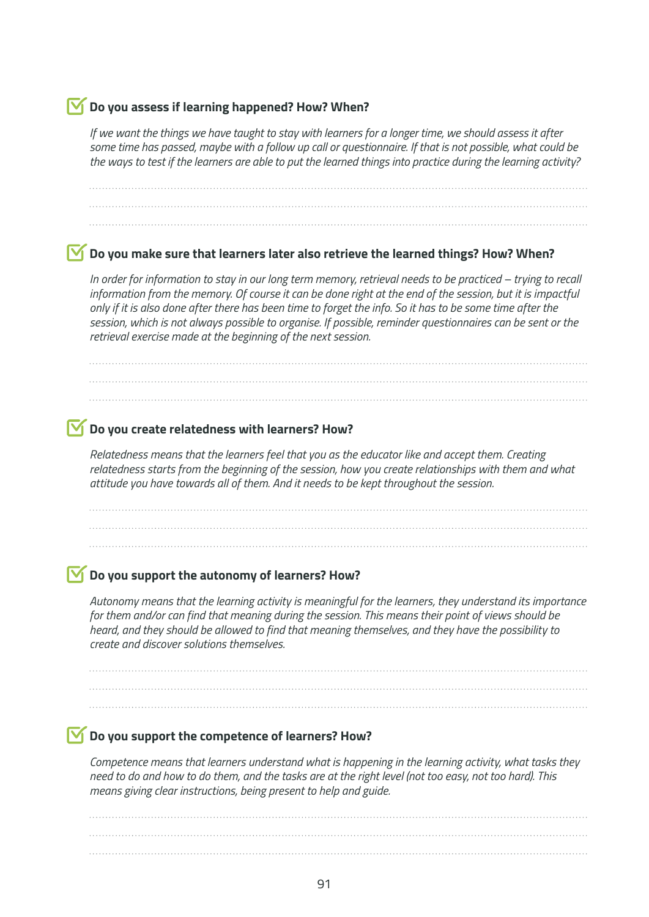### Do you assess if learning happened? How? When?

*If we want the things we have taught to stay with learners for a longer time, we should assess it after some time has passed, maybe with a follow up call or questionnaire. If that is not possible, what could be the ways to test if the learners are able to put the learned things into practice during the learning activity?*

..........................................................................................................................................................

..........................................................................................................................................................

..........................................................................................................................................................

### Do you make sure that learners later also retrieve the learned things? How? When?

*In order for information to stay in our long term memory, retrieval needs to be practiced – trying to recall information from the memory. Of course it can be done right at the end of the session, but it is impactful only if it is also done after there has been time to forget the info. So it has to be some time after the session, which is not always possible to organise. If possible, reminder questionnaires can be sent or the retrieval exercise made at the beginning of the next session.*

..........................................................................................................................................................

..........................................................................................................................................................

..........................................................................................................................................................

### Do you create relatedness with learners? How?

*Relatedness means that the learners feel that you as the educator like and accept them. Creating relatedness starts from the beginning of the session, how you create relationships with them and what attitude you have towards all of them. And it needs to be kept throughout the session.*

..........................................................................................................................................................

..........................................................................................................................................................

..........................................................................................................................................................

### Do you support the autonomy of learners? How?

*Autonomy means that the learning activity is meaningful for the learners, they understand its importance for them and/or can find that meaning during the session. This means their point of views should be heard, and they should be allowed to find that meaning themselves, and they have the possibility to create and discover solutions themselves.*

..........................................................................................................................................................

..........................................................................................................................................................

..........................................................................................................................................................

### Do you support the competence of learners? How?

*Competence means that learners understand what is happening in the learning activity, what tasks they need to do and how to do them, and the tasks are at the right level (not too easy, not too hard). This means giving clear instructions, being present to help and guide.*

..........................................................................................................................................................

..........................................................................................................................................................

..........................................................................................................................................................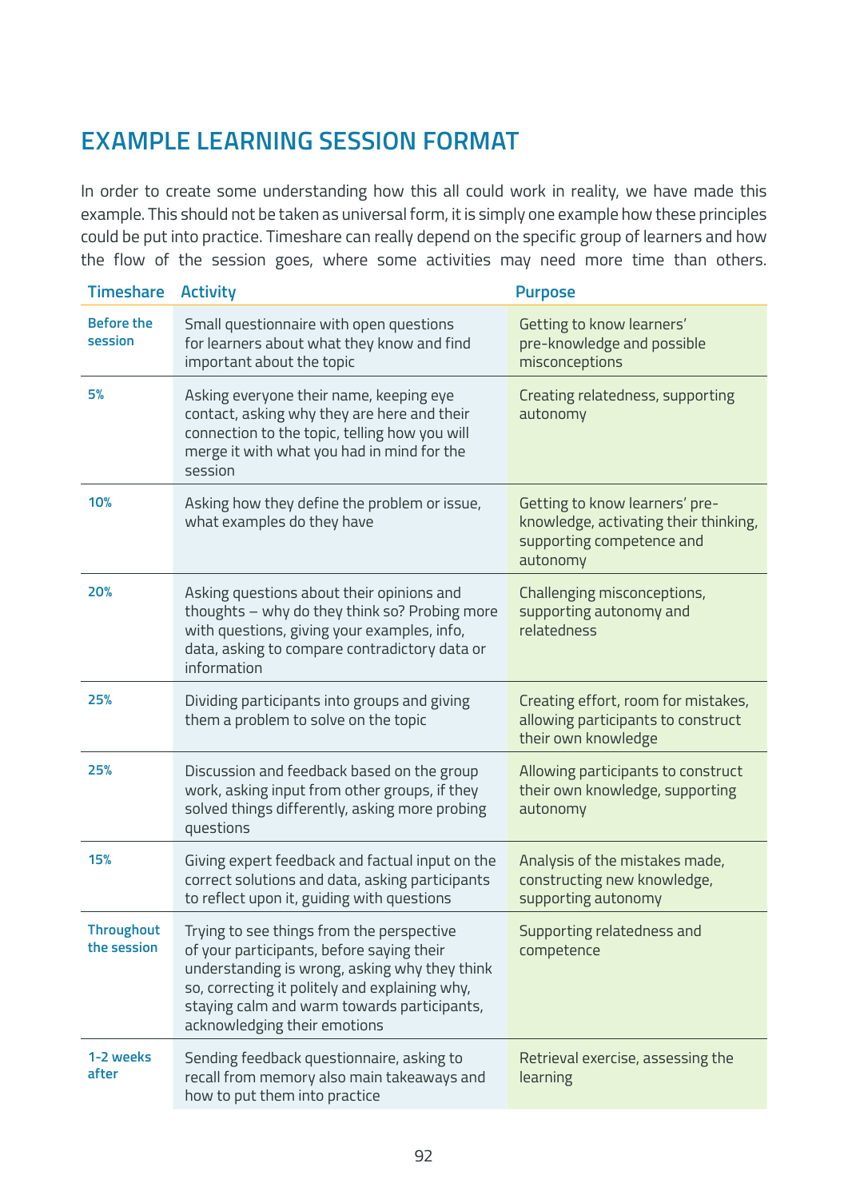## EXAMPLE LEARNING SESSION FORMAT

In order to create some understanding how this all could work in reality, we have made this example. This should not be taken as universal form, it is simply one example how these principles could be put into practice. Timeshare can really depend on the specific group of learners and how the flow of the session goes, where some activities may need more time than others.

| Timeshare | Activity | Purpose |
|---|---|---|
| Before the session | Small questionnaire with open questions for learners about what they know and find important about the topic | Getting to know learners' pre-knowledge and possible misconceptions |
| 5% | Asking everyone their name, keeping eye contact, asking why they are here and their connection to the topic, telling how you will merge it with what you had in mind for the session | Creating relatedness, supporting autonomy |
| 10% | Asking how they define the problem or issue, what examples do they have | Getting to know learners' pre-knowledge, activating their thinking, supporting competence and autonomy |
| 20% | Asking questions about their opinions and thoughts – why do they think so? Probing more with questions, giving your examples, info, data, asking to compare contradictory data or information | Challenging misconceptions, supporting autonomy and relatedness |
| 25% | Dividing participants into groups and giving them a problem to solve on the topic | Creating effort, room for mistakes, allowing participants to construct their own knowledge |
| 25% | Discussion and feedback based on the group work, asking input from other groups, if they solved things differently, asking more probing questions | Allowing participants to construct their own knowledge, supporting autonomy |
| 15% | Giving expert feedback and factual input on the correct solutions and data, asking participants to reflect upon it, guiding with questions | Analysis of the mistakes made, constructing new knowledge, supporting autonomy |
| Throughout the session | Trying to see things from the perspective of your participants, before saying their understanding is wrong, asking why they think so, correcting it politely and explaining why, staying calm and warm towards participants, acknowledging their emotions | Supporting relatedness and competence |
| 1-2 weeks after | Sending feedback questionnaire, asking to recall from memory also main takeaways and how to put them into practice | Retrieval exercise, assessing the learning |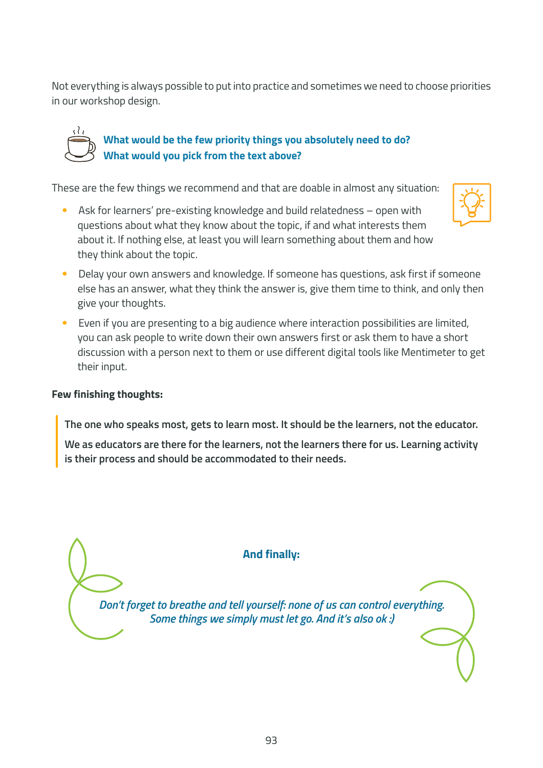Not everything is always possible to put into practice and sometimes we need to choose priorities in our workshop design.

**What would be the few priority things you absolutely need to do? What would you pick from the text above?**

These are the few things we recommend and that are doable in almost any situation:

- Ask for learners' pre-existing knowledge and build relatedness – open with questions about what they know about the topic, if and what interests them about it. If nothing else, at least you will learn something about them and how they think about the topic.
- Delay your own answers and knowledge. If someone has questions, ask first if someone else has an answer, what they think the answer is, give them time to think, and only then give your thoughts.
- Even if you are presenting to a big audience where interaction possibilities are limited, you can ask people to write down their own answers first or ask them to have a short discussion with a person next to them or use different digital tools like Mentimeter to get their input.

**Few finishing thoughts:**

> **The one who speaks most, gets to learn most. It should be the learners, not the educator.**
>
> **We as educators are there for the learners, not the learners there for us. Learning activity is their process and should be accommodated to their needs.**

**And finally:**

*Don't forget to breathe and tell yourself: none of us can control everything. Some things we simply must let go. And it's also ok :)*